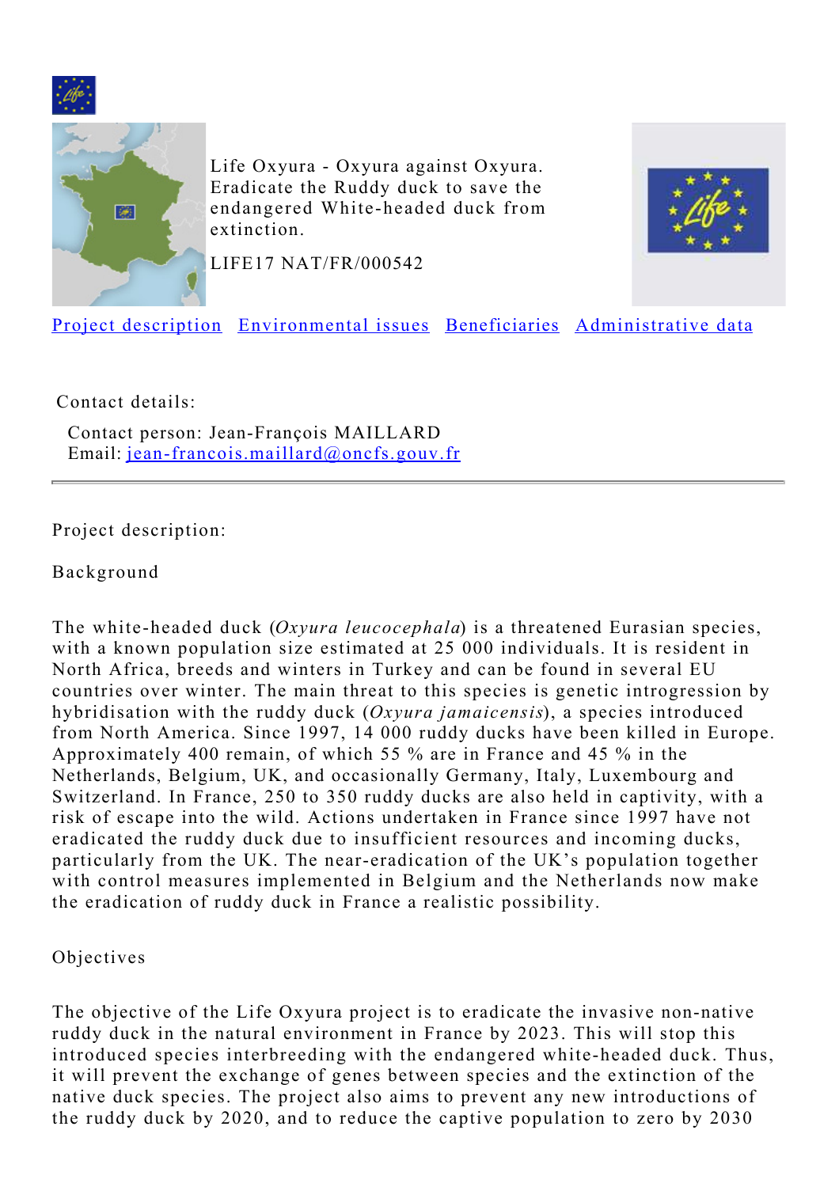Life Oxyura - Oxyura against Oxyura. Eradicate the Ruddy duck to save the endangered White-headed duck from extinction.

LIFE17 NAT/FR/000542

[Project description](#) [Environmental issues](#) [Beneficiaries](#) [Administrative data](#)

Contact details:

Contact person: Jean-François MAILLARD
Email: jean-francois.maillard@oncfs.gouv.fr

---

Project description:

## Background

The white-headed duck (*Oxyura leucocephala*) is a threatened Eurasian species, with a known population size estimated at 25 000 individuals. It is resident in North Africa, breeds and winters in Turkey and can be found in several EU countries over winter. The main threat to this species is genetic introgression by hybridisation with the ruddy duck (*Oxyura jamaicensis*), a species introduced from North America. Since 1997, 14 000 ruddy ducks have been killed in Europe. Approximately 400 remain, of which 55 % are in France and 45 % in the Netherlands, Belgium, UK, and occasionally Germany, Italy, Luxembourg and Switzerland. In France, 250 to 350 ruddy ducks are also held in captivity, with a risk of escape into the wild. Actions undertaken in France since 1997 have not eradicated the ruddy duck due to insufficient resources and incoming ducks, particularly from the UK. The near-eradication of the UK's population together with control measures implemented in Belgium and the Netherlands now make the eradication of ruddy duck in France a realistic possibility.

## Objectives

The objective of the Life Oxyura project is to eradicate the invasive non-native ruddy duck in the natural environment in France by 2023. This will stop this introduced species interbreeding with the endangered white-headed duck. Thus, it will prevent the exchange of genes between species and the extinction of the native duck species. The project also aims to prevent any new introductions of the ruddy duck by 2020, and to reduce the captive population to zero by 2030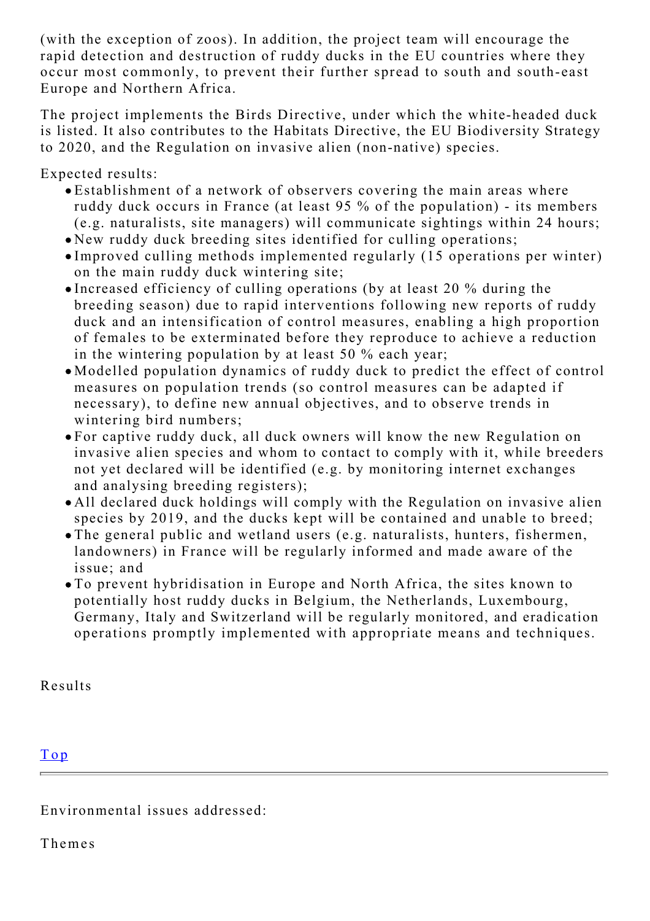(with the exception of zoos). In addition, the project team will encourage the rapid detection and destruction of ruddy ducks in the EU countries where they occur most commonly, to prevent their further spread to south and south-east Europe and Northern Africa.

The project implements the Birds Directive, under which the white-headed duck is listed. It also contributes to the Habitats Directive, the EU Biodiversity Strategy to 2020, and the Regulation on invasive alien (non-native) species.

Expected results:

- Establishment of a network of observers covering the main areas where ruddy duck occurs in France (at least 95 % of the population) - its members (e.g. naturalists, site managers) will communicate sightings within 24 hours;
- New ruddy duck breeding sites identified for culling operations;
- Improved culling methods implemented regularly (15 operations per winter) on the main ruddy duck wintering site;
- Increased efficiency of culling operations (by at least 20 % during the breeding season) due to rapid interventions following new reports of ruddy duck and an intensification of control measures, enabling a high proportion of females to be exterminated before they reproduce to achieve a reduction in the wintering population by at least 50 % each year;
- Modelled population dynamics of ruddy duck to predict the effect of control measures on population trends (so control measures can be adapted if necessary), to define new annual objectives, and to observe trends in wintering bird numbers;
- For captive ruddy duck, all duck owners will know the new Regulation on invasive alien species and whom to contact to comply with it, while breeders not yet declared will be identified (e.g. by monitoring internet exchanges and analysing breeding registers);
- All declared duck holdings will comply with the Regulation on invasive alien species by 2019, and the ducks kept will be contained and unable to breed;
- The general public and wetland users (e.g. naturalists, hunters, fishermen, landowners) in France will be regularly informed and made aware of the issue; and
- To prevent hybridisation in Europe and North Africa, the sites known to potentially host ruddy ducks in Belgium, the Netherlands, Luxembourg, Germany, Italy and Switzerland will be regularly monitored, and eradication operations promptly implemented with appropriate means and techniques.

Results

Top

---

Environmental issues addressed:

Themes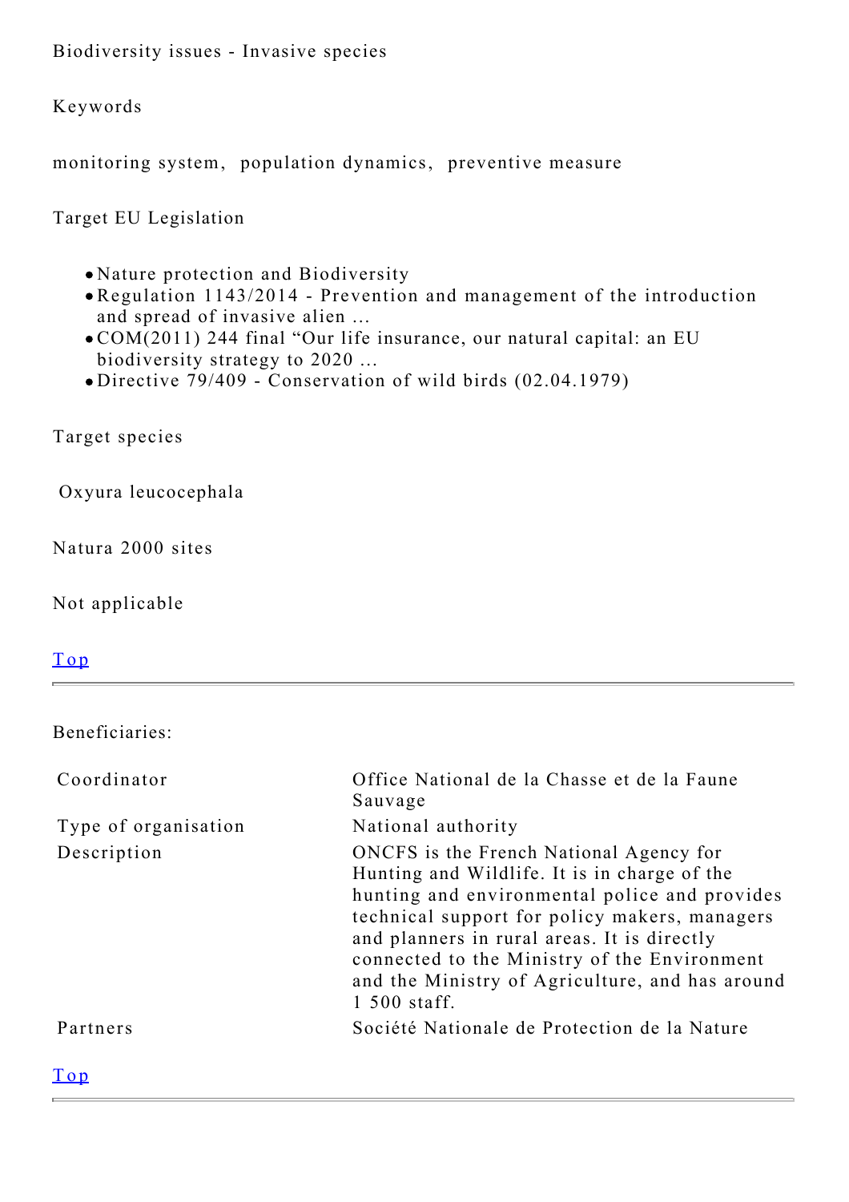Biodiversity issues - Invasive species

Keywords

monitoring system, population dynamics, preventive measure

Target EU Legislation

- Nature protection and Biodiversity
- Regulation 1143/2014 - Prevention and management of the introduction and spread of invasive alien ...
- COM(2011) 244 final "Our life insurance, our natural capital: an EU biodiversity strategy to 2020 ...
- Directive 79/409 - Conservation of wild birds (02.04.1979)

Target species

Oxyura leucocephala

Natura 2000 sites

Not applicable

Top

---

Beneficiaries:

| | |
|---|---|
| Coordinator | Office National de la Chasse et de la Faune Sauvage |
| Type of organisation | National authority |
| Description | ONCFS is the French National Agency for Hunting and Wildlife. It is in charge of the hunting and environmental police and provides technical support for policy makers, managers and planners in rural areas. It is directly connected to the Ministry of the Environment and the Ministry of Agriculture, and has around 1 500 staff. |
| Partners | Société Nationale de Protection de la Nature |

Top

---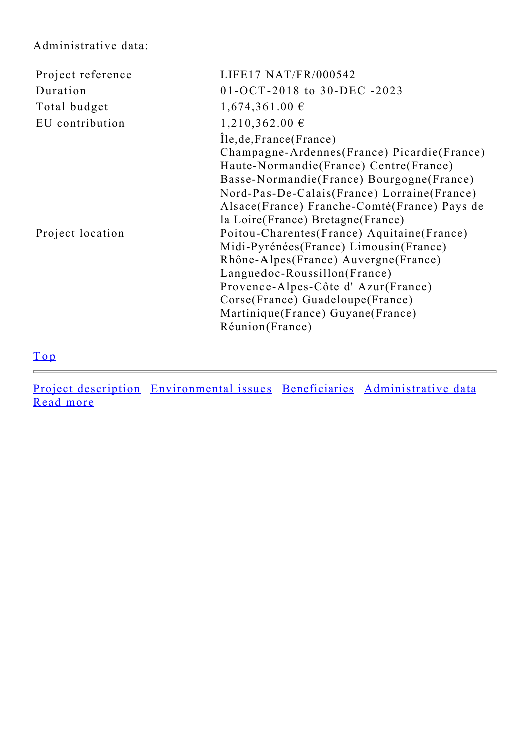Administrative data:

| | |
|---|---|
| Project reference | LIFE17 NAT/FR/000542 |
| Duration | 01-OCT-2018 to 30-DEC -2023 |
| Total budget | 1,674,361.00 € |
| EU contribution | 1,210,362.00 € |
| Project location | Île,de,France(France) Champagne-Ardennes(France) Picardie(France) Haute-Normandie(France) Centre(France) Basse-Normandie(France) Bourgogne(France) Nord-Pas-De-Calais(France) Lorraine(France) Alsace(France) Franche-Comté(France) Pays de la Loire(France) Bretagne(France) Poitou-Charentes(France) Aquitaine(France) Midi-Pyrénées(France) Limousin(France) Rhône-Alpes(France) Auvergne(France) Languedoc-Roussillon(France) Provence-Alpes-Côte d' Azur(France) Corse(France) Guadeloupe(France) Martinique(France) Guyane(France) Réunion(France) |

Top

---

Project description Environmental issues Beneficiaries Administrative data Read more